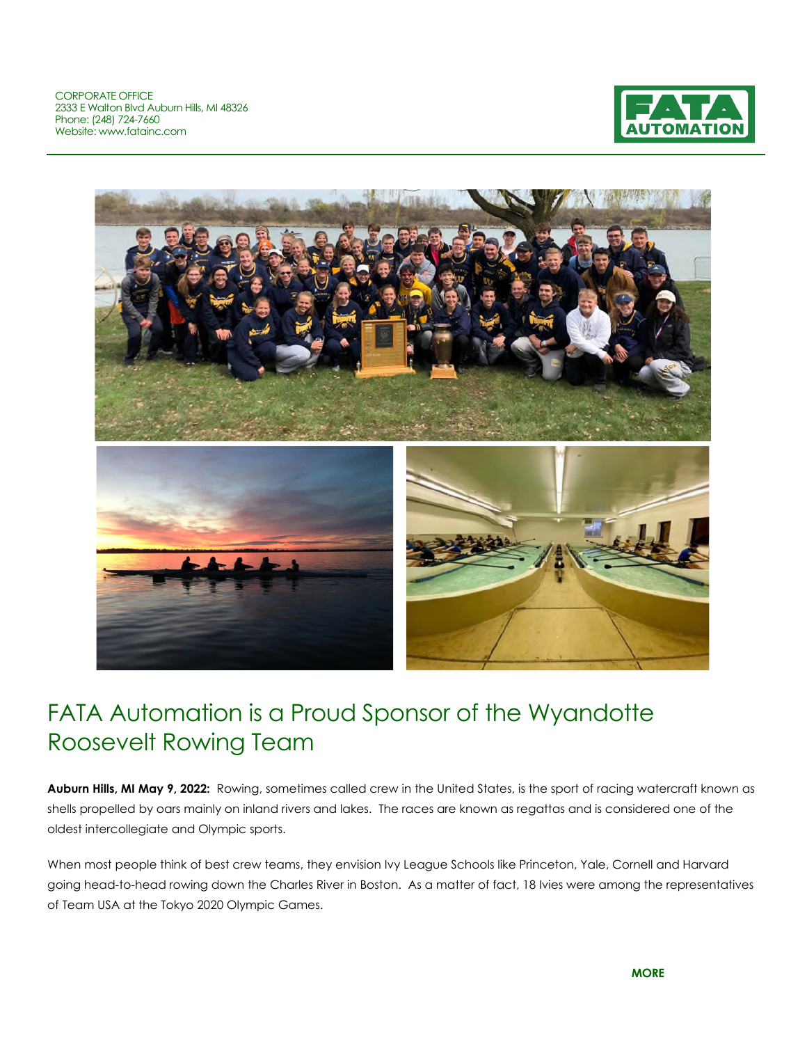CORPORATE OFFICE
2333 E Walton Blvd Auburn Hills, MI 48326
Phone: (248) 724-7660
Website: www.fatainc.com

FATA AUTOMATION

# FATA Automation is a Proud Sponsor of the Wyandotte Roosevelt Rowing Team

**Auburn Hills, MI May 9, 2022:** Rowing, sometimes called crew in the United States, is the sport of racing watercraft known as shells propelled by oars mainly on inland rivers and lakes. The races are known as regattas and is considered one of the oldest intercollegiate and Olympic sports.

When most people think of best crew teams, they envision Ivy League Schools like Princeton, Yale, Cornell and Harvard going head-to-head rowing down the Charles River in Boston. As a matter of fact, 18 Ivies were among the representatives of Team USA at the Tokyo 2020 Olympic Games.

**MORE**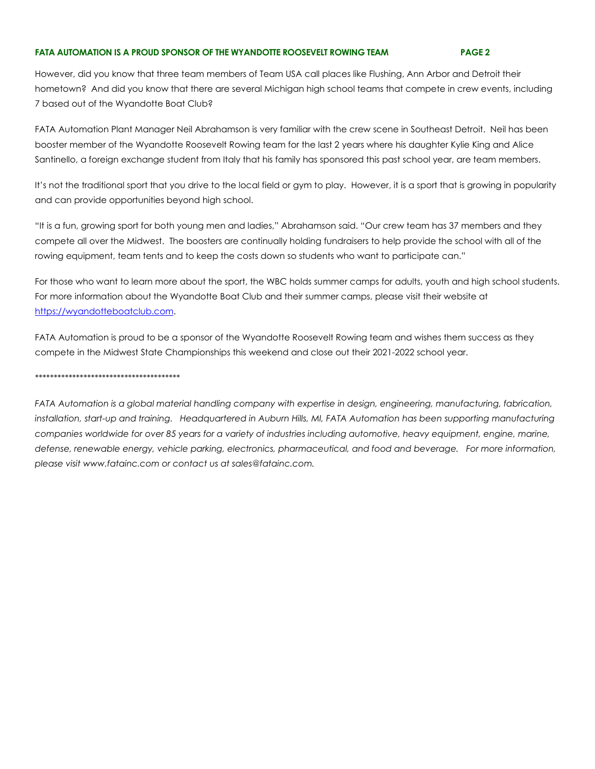However, did you know that three team members of Team USA call places like Flushing, Ann Arbor and Detroit their hometown? And did you know that there are several Michigan high school teams that compete in crew events, including 7 based out of the Wyandotte Boat Club?

FATA Automation Plant Manager Neil Abrahamson is very familiar with the crew scene in Southeast Detroit. Neil has been booster member of the Wyandotte Roosevelt Rowing team for the last 2 years where his daughter Kylie King and Alice Santinello, a foreign exchange student from Italy that his family has sponsored this past school year, are team members.

It's not the traditional sport that you drive to the local field or gym to play. However, it is a sport that is growing in popularity and can provide opportunities beyond high school.

"It is a fun, growing sport for both young men and ladies," Abrahamson said. "Our crew team has 37 members and they compete all over the Midwest. The boosters are continually holding fundraisers to help provide the school with all of the rowing equipment, team tents and to keep the costs down so students who want to participate can."

For those who want to learn more about the sport, the WBC holds summer camps for adults, youth and high school students. For more information about the Wyandotte Boat Club and their summer camps, please visit their website at [https://wyandotteboatclub.com](https://wyandotteboatclub.com).

FATA Automation is proud to be a sponsor of the Wyandotte Roosevelt Rowing team and wishes them success as they compete in the Midwest State Championships this weekend and close out their 2021-2022 school year.

***************************************

*FATA Automation is a global material handling company with expertise in design, engineering, manufacturing, fabrication, installation, start-up and training. Headquartered in Auburn Hills, MI, FATA Automation has been supporting manufacturing companies worldwide for over 85 years for a variety of industries including automotive, heavy equipment, engine, marine, defense, renewable energy, vehicle parking, electronics, pharmaceutical, and food and beverage. For more information, please visit www.fatainc.com or contact us at sales@fatainc.com.*